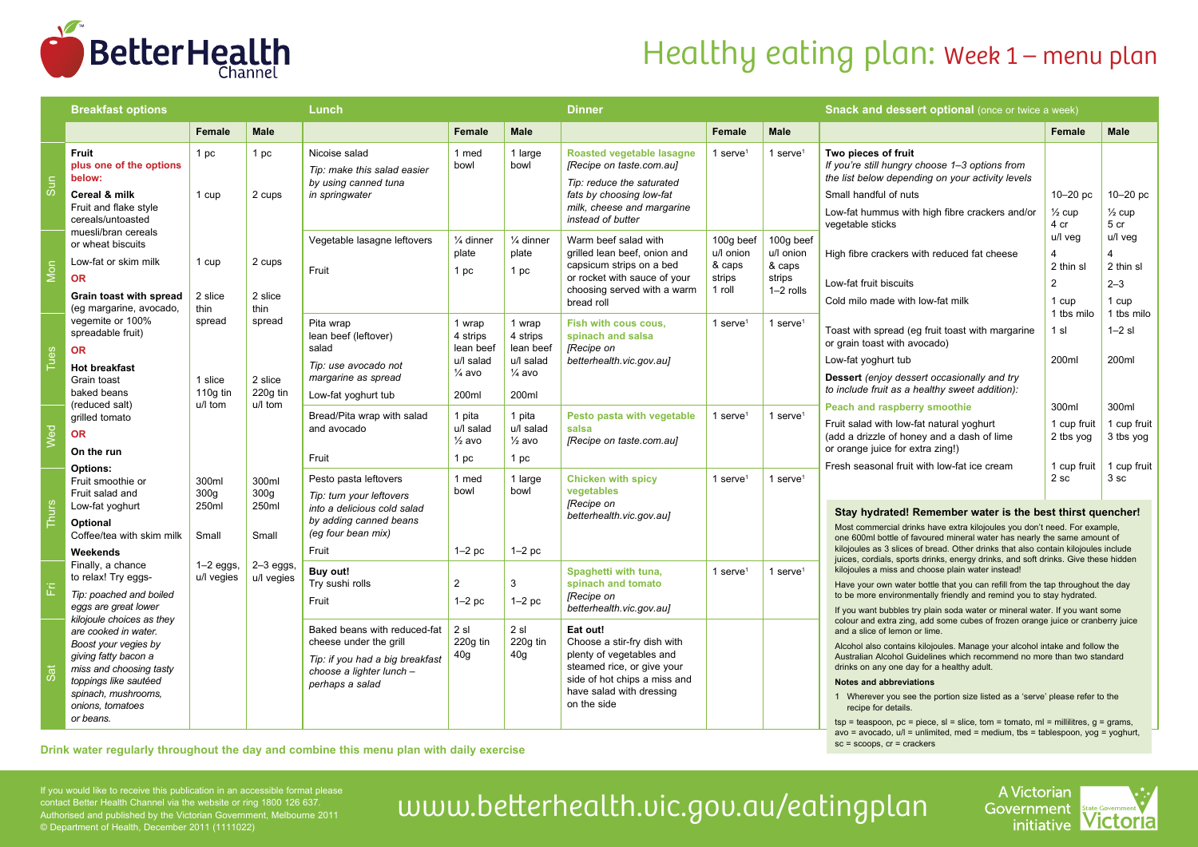# Healthy eating plan: Week 1 – menu plan

## Breakfast options

| Breakfast options | Female | Male |
|---|---|---|
| **Fruit** | 1 pc | 1 pc |
| **plus one of the options below:** | | |
| **Cereal & milk** | 1 cup | 2 cups |
| Fruit and flake style cereals/untoasted muesli/bran cereals or wheat biscuits | | |
| Low-fat or skim milk | 1 cup | 2 cups |
| **OR** | | |
| **Grain toast with spread** (eg margarine, avocado, vegemite or 100% spreadable fruit) | 2 slice thin spread | 2 slice thin spread |
| **OR** | | |
| **Hot breakfast** | | |
| Grain toast | 1 slice | 2 slice |
| baked beans (reduced salt) | 110g tin | 220g tin |
| grilled tomato | u/l tom | u/l tom |
| **OR** | | |
| **On the run** | | |
| **Options:** | | |
| Fruit smoothie or | 300ml | 300ml |
| Fruit salad and | 300g | 300g |
| Low-fat yoghurt | 250ml | 250ml |
| **Optional** | | |
| Coffee/tea with skim milk | Small | Small |
| **Weekends** | | |
| Finally, a chance to relax! Try eggs- | 1–2 eggs, u/l vegies | 2–3 eggs, u/l vegies |
| *Tip: poached and boiled eggs are great lower kilojoule choices as they are cooked in water. Boost your vegies by giving fatty bacon a miss and choosing tasty toppings like sautéed spinach, mushrooms, onions, tomatoes or beans.* | | |

## Lunch and Dinner

| Day | Lunch | Female | Male | Dinner | Female | Male |
|---|---|---|---|---|---|---|
| Sun | Nicoise salad<br>*Tip: make this salad easier by using canned tuna in springwater* | 1 med bowl | 1 large bowl | **Roasted vegetable lasagne** *[Recipe on taste.com.au]*<br>*Tip: reduce the saturated fats by choosing low-fat milk, cheese and margarine instead of butter* | 1 serve[1] | 1 serve[1] |
| Mon | Vegetable lasagne leftovers<br>Fruit | ¼ dinner plate<br>1 pc | ¼ dinner plate<br>1 pc | Warm beef salad with grilled lean beef, onion and capsicum strips on a bed or rocket with sauce of your choosing served with a warm bread roll | 100g beef u/l onion & caps strips<br>1 roll | 100g beef u/l onion & caps strips<br>1–2 rolls |
| Tues | Pita wrap<br>lean beef (leftover)<br>salad<br>*Tip: use avocado not margarine as spread*<br>Low-fat yoghurt tub | 1 wrap<br>4 strips lean beef<br>u/l salad<br>¼ avo<br>200ml | 1 wrap<br>4 strips lean beef<br>u/l salad<br>¼ avo<br>200ml | **Fish with cous cous, spinach and salsa** *[Recipe on betterhealth.vic.gov.au]* | 1 serve[1] | 1 serve[1] |
| Wed | Bread/Pita wrap with salad and avocado<br>Fruit | 1 pita<br>u/l salad<br>½ avo<br>1 pc | 1 pita<br>u/l salad<br>½ avo<br>1 pc | **Pesto pasta with vegetable salsa** *[Recipe on taste.com.au]* | 1 serve[1] | 1 serve[1] |
| Thurs | Pesto pasta leftovers<br>*Tip: turn your leftovers into a delicious cold salad by adding canned beans (eg four bean mix)*<br>Fruit | 1 med bowl<br>1–2 pc | 1 large bowl<br>1–2 pc | **Chicken with spicy vegetables** *[Recipe on betterhealth.vic.gov.au]* | 1 serve[1] | 1 serve[1] |
| Fri | **Buy out!**<br>Try sushi rolls<br>Fruit | 2<br>1–2 pc | 3<br>1–2 pc | **Spaghetti with tuna, spinach and tomato** *[Recipe on betterhealth.vic.gov.au]* | 1 serve[1] | 1 serve[1] |
| Sat | Baked beans with reduced-fat cheese under the grill<br>*Tip: if you had a big breakfast choose a lighter lunch – perhaps a salad* | 2 sl<br>220g tin<br>40g | 2 sl<br>220g tin<br>40g | **Eat out!**<br>Choose a stir-fry dish with plenty of vegetables and steamed rice, or give your side of hot chips a miss and have salad with dressing on the side | | |

## Snack and dessert optional (once or twice a week)

| | Female | Male |
|---|---|---|
| **Two pieces of fruit**<br>*If you're still hungry choose 1–3 options from the list below depending on your activity levels* | | |
| Small handful of nuts | 10–20 pc | 10–20 pc |
| Low-fat hummus with high fibre crackers and/or vegetable sticks | ½ cup<br>4 cr<br>u/l veg | ½ cup<br>5 cr<br>u/l veg |
| High fibre crackers with reduced fat cheese | 4<br>2 thin sl | 4<br>2 thin sl |
| Low-fat fruit biscuits | 2 | 2–3 |
| Cold milo made with low-fat milk | 1 cup<br>1 tbs milo | 1 cup<br>1 tbs milo |
| Toast with spread (eg fruit toast with margarine or grain toast with avocado) | 1 sl | 1–2 sl |
| Low-fat yoghurt tub | 200ml | 200ml |
| **Dessert** *(enjoy dessert occasionally and try to include fruit as a healthy sweet addition):* | | |
| **Peach and raspberry smoothie** | 300ml | 300ml |
| Fruit salad with low-fat natural yoghurt (add a drizzle of honey and a dash of lime or orange juice for extra zing!) | 1 cup fruit<br>2 tbs yog | 1 cup fruit<br>3 tbs yog |
| Fresh seasonal fruit with low-fat ice cream | 1 cup fruit<br>2 sc | 1 cup fruit<br>3 sc |

### Stay hydrated! Remember water is the best thirst quencher!

Most commercial drinks have extra kilojoules you don't need. For example, one 600ml bottle of favoured mineral water has nearly the same amount of kilojoules as 3 slices of bread. Other drinks that also contain kilojoules include juices, cordials, sports drinks, energy drinks, and soft drinks. Give these hidden kilojoules a miss and choose plain water instead!

Have your own water bottle that you can refill from the tap throughout the day to be more environmentally friendly and remind you to stay hydrated.

If you want bubbles try plain soda water or mineral water. If you want some colour and extra zing, add some cubes of frozen orange juice or cranberry juice and a slice of lemon or lime.

Alcohol also contains kilojoules. Manage your alcohol intake and follow the Australian Alcohol Guidelines which recommend no more than two standard drinks on any one day for a healthy adult.

**Notes and abbreviations**

1 Wherever you see the portion size listed as a 'serve' please refer to the recipe for details.

tsp = teaspoon, pc = piece, sl = slice, tom = tomato, ml = millilitres, g = grams, avo = avocado, u/l = unlimited, med = medium, tbs = tablespoon, yog = yoghurt, sc = scoops, cr = crackers

**Drink water regularly throughout the day and combine this menu plan with daily exercise**

If you would like to receive this publication in an accessible format please contact Better Health Channel via the website or ring 1800 126 637. Authorised and published by the Victorian Government, Melbourne 2011 © Department of Health, December 2011 (1111022)

www.betterhealth.vic.gov.au/eatingplan

A Victorian Government initiative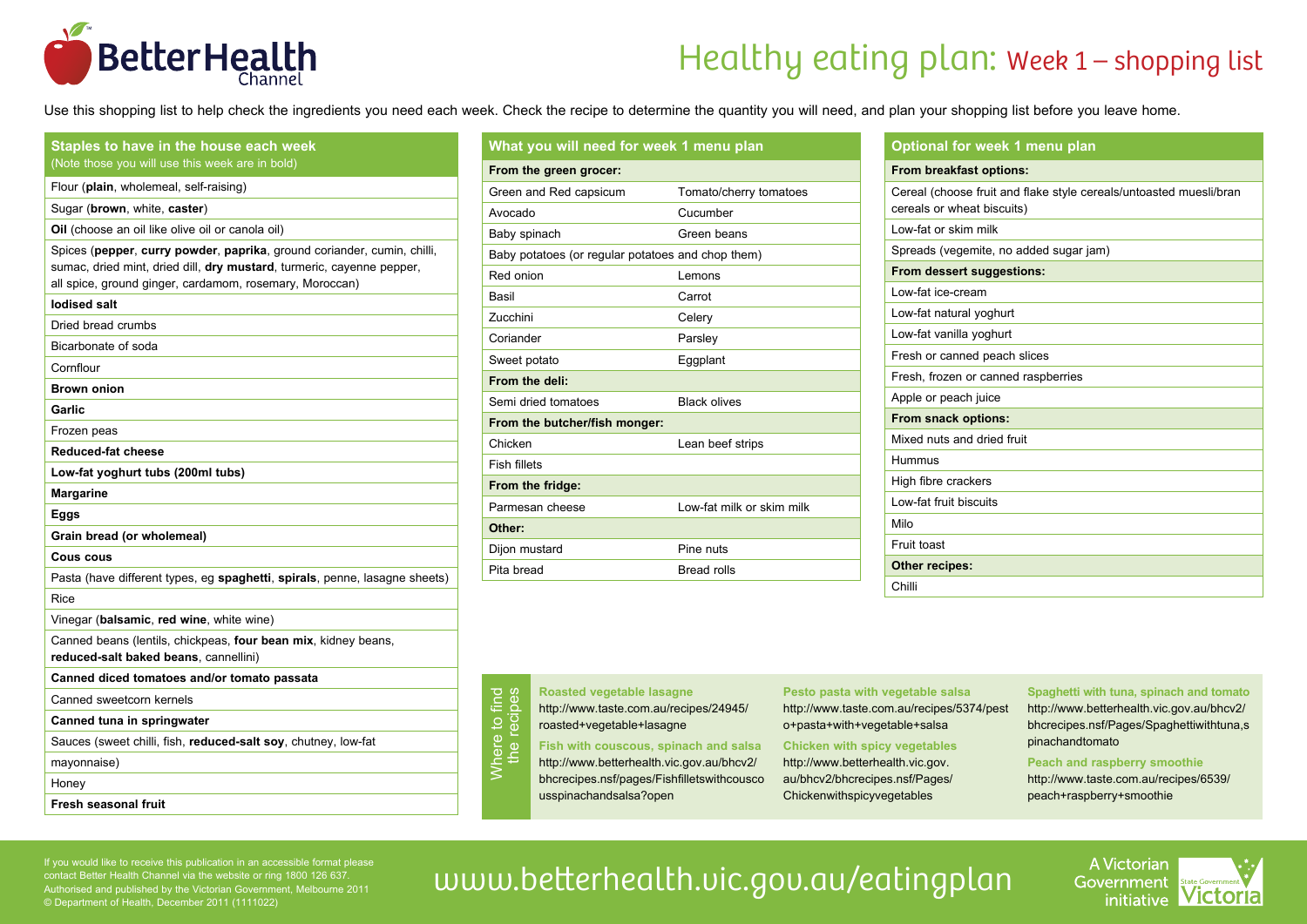# Healthy eating plan: Week 1 – shopping list

Use this shopping list to help check the ingredients you need each week. Check the recipe to determine the quantity you will need, and plan your shopping list before you leave home.

| Staples to have in the house each week (Note those you will use this week are in bold) |
|---|
| Flour (**plain**, wholemeal, self-raising) |
| Sugar (**brown**, white, **caster**) |
| **Oil** (choose an oil like olive oil or canola oil) |
| Spices (**pepper**, **curry powder**, **paprika**, ground coriander, cumin, chilli, sumac, dried mint, dried dill, **dry mustard**, turmeric, cayenne pepper, all spice, ground ginger, cardamom, rosemary, Moroccan) |
| **Iodised salt** |
| Dried bread crumbs |
| Bicarbonate of soda |
| Cornflour |
| **Brown onion** |
| **Garlic** |
| Frozen peas |
| **Reduced-fat cheese** |
| **Low-fat yoghurt tubs (200ml tubs)** |
| **Margarine** |
| **Eggs** |
| **Grain bread (or wholemeal)** |
| **Cous cous** |
| Pasta (have different types, eg **spaghetti**, **spirals**, penne, lasagne sheets) |
| Rice |
| Vinegar (**balsamic**, **red wine**, white wine) |
| Canned beans (lentils, chickpeas, **four bean mix**, kidney beans, **reduced-salt baked beans**, cannellini) |
| **Canned diced tomatoes and/or tomato passata** |
| Canned sweetcorn kernels |
| **Canned tuna in springwater** |
| Sauces (sweet chilli, fish, **reduced-salt soy**, chutney, low-fat mayonnaise) |
| Honey |
| **Fresh seasonal fruit** |

| What you will need for week 1 menu plan | |
|---|---|
| **From the green grocer:** | |
| Green and Red capsicum | Tomato/cherry tomatoes |
| Avocado | Cucumber |
| Baby spinach | Green beans |
| Baby potatoes (or regular potatoes and chop them) | |
| Red onion | Lemons |
| Basil | Carrot |
| Zucchini | Celery |
| Coriander | Parsley |
| Sweet potato | Eggplant |
| **From the deli:** | |
| Semi dried tomatoes | Black olives |
| **From the butcher/fish monger:** | |
| Chicken | Lean beef strips |
| Fish fillets | |
| **From the fridge:** | |
| Parmesan cheese | Low-fat milk or skim milk |
| **Other:** | |
| Dijon mustard | Pine nuts |
| Pita bread | Bread rolls |

| Optional for week 1 menu plan |
|---|
| **From breakfast options:** |
| Cereal (choose fruit and flake style cereals/untoasted muesli/bran cereals or wheat biscuits) |
| Low-fat or skim milk |
| Spreads (vegemite, no added sugar jam) |
| **From dessert suggestions:** |
| Low-fat ice-cream |
| Low-fat natural yoghurt |
| Low-fat vanilla yoghurt |
| Fresh or canned peach slices |
| Fresh, frozen or canned raspberries |
| Apple or peach juice |
| **From snack options:** |
| Mixed nuts and dried fruit |
| Hummus |
| High fibre crackers |
| Low-fat fruit biscuits |
| Milo |
| Fruit toast |
| **Other recipes:** |
| Chilli |

## Where to find the recipes

**Roasted vegetable lasagne**
http://www.taste.com.au/recipes/24945/roasted+vegetable+lasagne

**Fish with couscous, spinach and salsa**
http://www.betterhealth.vic.gov.au/bhcv2/bhcrecipes.nsf/pages/Fishfilletswithcouscousspinachandsalsa?open

**Pesto pasta with vegetable salsa**
http://www.taste.com.au/recipes/5374/pesto+pasta+with+vegetable+salsa

**Chicken with spicy vegetables**
http://www.betterhealth.vic.gov.au/bhcv2/bhcrecipes.nsf/Pages/Chickenwithspicyvegetables

**Spaghetti with tuna, spinach and tomato**
http://www.betterhealth.vic.gov.au/bhcv2/bhcrecipes.nsf/Pages/Spaghettiwithtuna,spinachandtomato

**Peach and raspberry smoothie**
http://www.taste.com.au/recipes/6539/peach+raspberry+smoothie

If you would like to receive this publication in an accessible format please contact Better Health Channel via the website or ring 1800 126 637.
Authorised and published by the Victorian Government, Melbourne 2011
© Department of Health, December 2011 (1111022)

www.betterhealth.vic.gov.au/eatingplan

A Victorian Government initiative